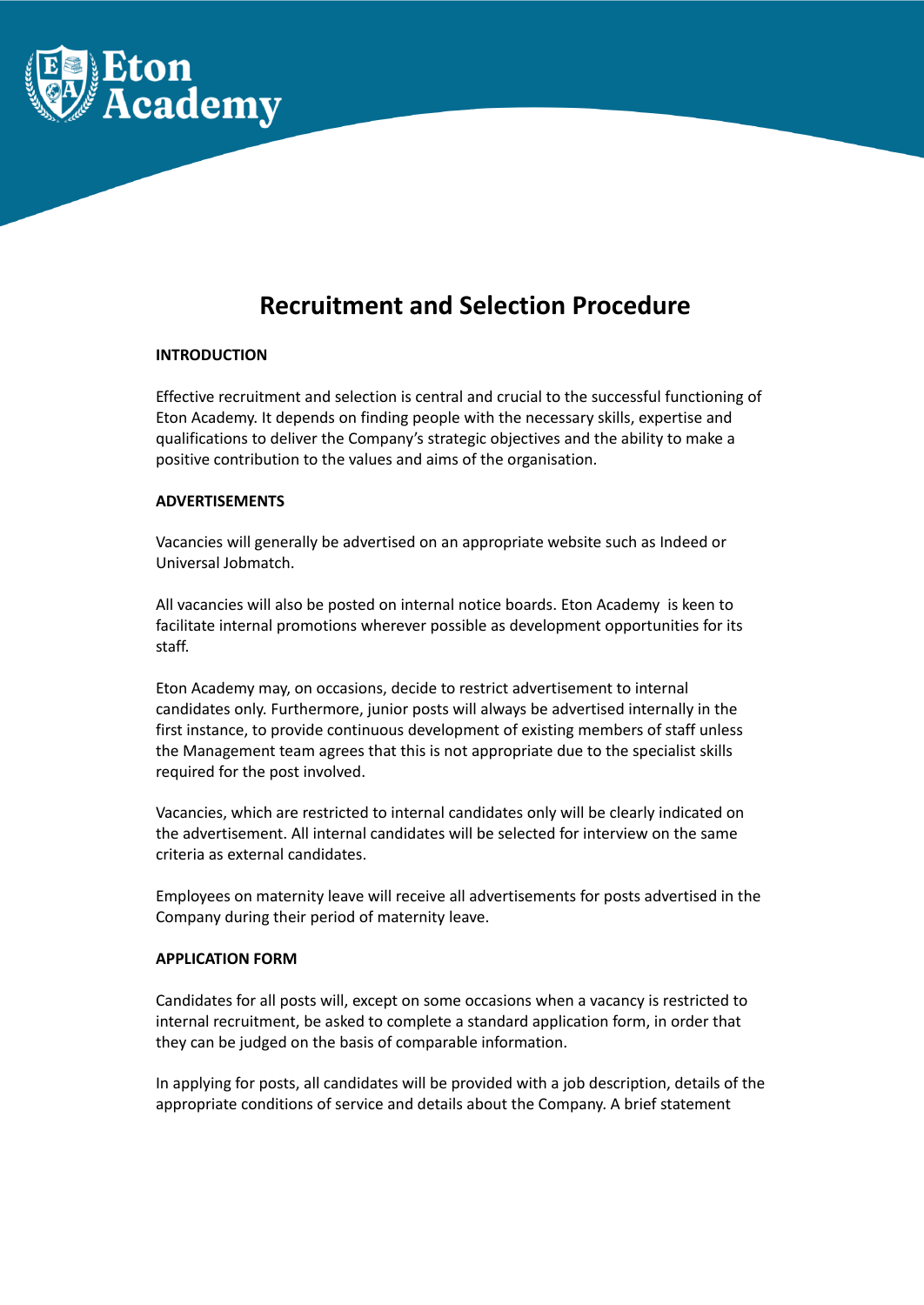# Recruitment and Selection Procedure

**INTRODUCTION**

Effective recruitment and selection is central and crucial to the successful functioning of Eton Academy. It depends on finding people with the necessary skills, expertise and qualifications to deliver the Company's strategic objectives and the ability to make a positive contribution to the values and aims of the organisation.

**ADVERTISEMENTS**

Vacancies will generally be advertised on an appropriate website such as Indeed or Universal Jobmatch.

All vacancies will also be posted on internal notice boards. Eton Academy is keen to facilitate internal promotions wherever possible as development opportunities for its staff.

Eton Academy may, on occasions, decide to restrict advertisement to internal candidates only. Furthermore, junior posts will always be advertised internally in the first instance, to provide continuous development of existing members of staff unless the Management team agrees that this is not appropriate due to the specialist skills required for the post involved.

Vacancies, which are restricted to internal candidates only will be clearly indicated on the advertisement. All internal candidates will be selected for interview on the same criteria as external candidates.

Employees on maternity leave will receive all advertisements for posts advertised in the Company during their period of maternity leave.

**APPLICATION FORM**

Candidates for all posts will, except on some occasions when a vacancy is restricted to internal recruitment, be asked to complete a standard application form, in order that they can be judged on the basis of comparable information.

In applying for posts, all candidates will be provided with a job description, details of the appropriate conditions of service and details about the Company. A brief statement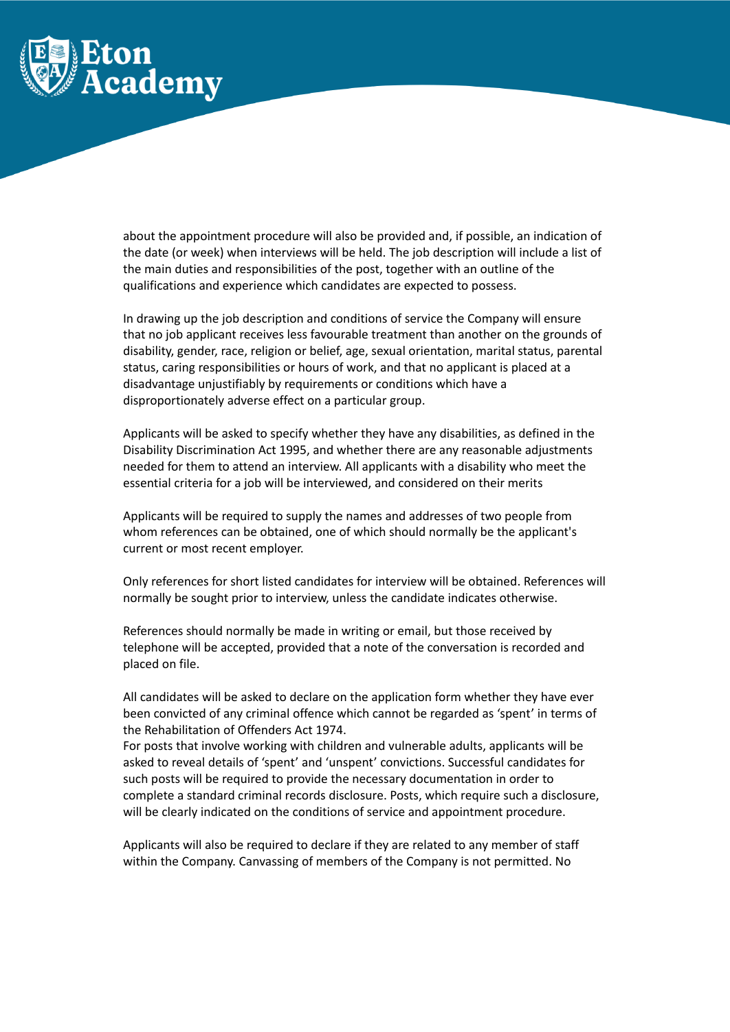about the appointment procedure will also be provided and, if possible, an indication of the date (or week) when interviews will be held. The job description will include a list of the main duties and responsibilities of the post, together with an outline of the qualifications and experience which candidates are expected to possess.

In drawing up the job description and conditions of service the Company will ensure that no job applicant receives less favourable treatment than another on the grounds of disability, gender, race, religion or belief, age, sexual orientation, marital status, parental status, caring responsibilities or hours of work, and that no applicant is placed at a disadvantage unjustifiably by requirements or conditions which have a disproportionately adverse effect on a particular group.

Applicants will be asked to specify whether they have any disabilities, as defined in the Disability Discrimination Act 1995, and whether there are any reasonable adjustments needed for them to attend an interview. All applicants with a disability who meet the essential criteria for a job will be interviewed, and considered on their merits

Applicants will be required to supply the names and addresses of two people from whom references can be obtained, one of which should normally be the applicant's current or most recent employer.

Only references for short listed candidates for interview will be obtained. References will normally be sought prior to interview, unless the candidate indicates otherwise.

References should normally be made in writing or email, but those received by telephone will be accepted, provided that a note of the conversation is recorded and placed on file.

All candidates will be asked to declare on the application form whether they have ever been convicted of any criminal offence which cannot be regarded as 'spent' in terms of the Rehabilitation of Offenders Act 1974.
For posts that involve working with children and vulnerable adults, applicants will be asked to reveal details of 'spent' and 'unspent' convictions. Successful candidates for such posts will be required to provide the necessary documentation in order to complete a standard criminal records disclosure. Posts, which require such a disclosure, will be clearly indicated on the conditions of service and appointment procedure.

Applicants will also be required to declare if they are related to any member of staff within the Company. Canvassing of members of the Company is not permitted. No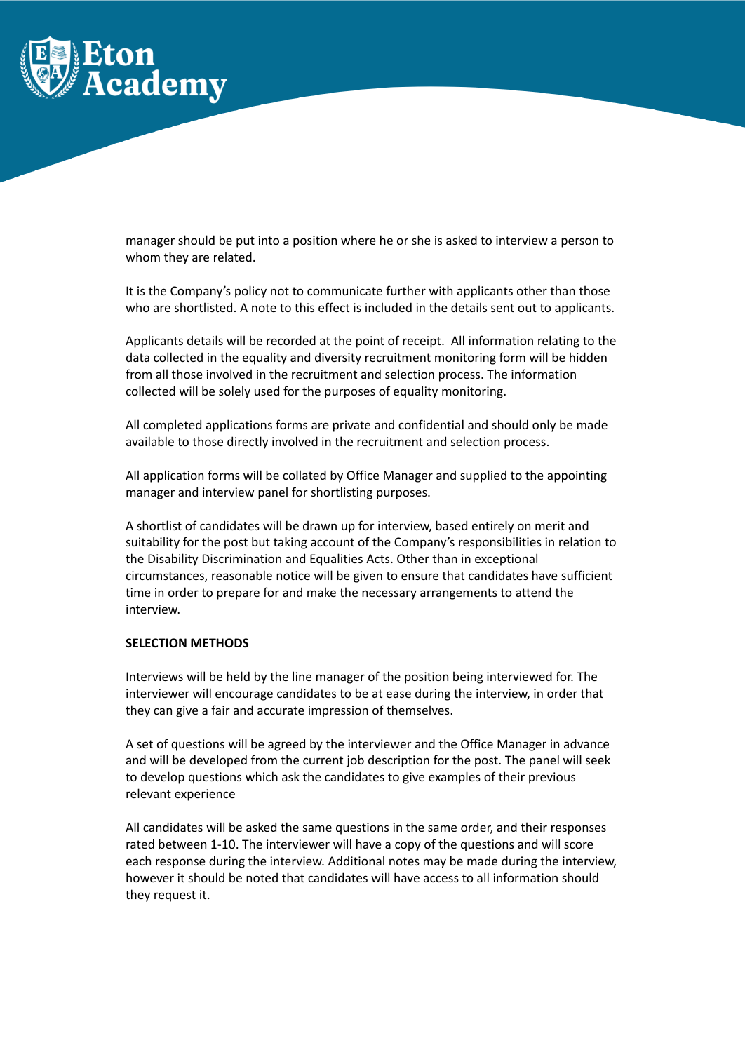manager should be put into a position where he or she is asked to interview a person to whom they are related.

It is the Company's policy not to communicate further with applicants other than those who are shortlisted. A note to this effect is included in the details sent out to applicants.

Applicants details will be recorded at the point of receipt. All information relating to the data collected in the equality and diversity recruitment monitoring form will be hidden from all those involved in the recruitment and selection process. The information collected will be solely used for the purposes of equality monitoring.

All completed applications forms are private and confidential and should only be made available to those directly involved in the recruitment and selection process.

All application forms will be collated by Office Manager and supplied to the appointing manager and interview panel for shortlisting purposes.

A shortlist of candidates will be drawn up for interview, based entirely on merit and suitability for the post but taking account of the Company's responsibilities in relation to the Disability Discrimination and Equalities Acts. Other than in exceptional circumstances, reasonable notice will be given to ensure that candidates have sufficient time in order to prepare for and make the necessary arrangements to attend the interview.

**SELECTION METHODS**

Interviews will be held by the line manager of the position being interviewed for. The interviewer will encourage candidates to be at ease during the interview, in order that they can give a fair and accurate impression of themselves.

A set of questions will be agreed by the interviewer and the Office Manager in advance and will be developed from the current job description for the post. The panel will seek to develop questions which ask the candidates to give examples of their previous relevant experience

All candidates will be asked the same questions in the same order, and their responses rated between 1-10. The interviewer will have a copy of the questions and will score each response during the interview. Additional notes may be made during the interview, however it should be noted that candidates will have access to all information should they request it.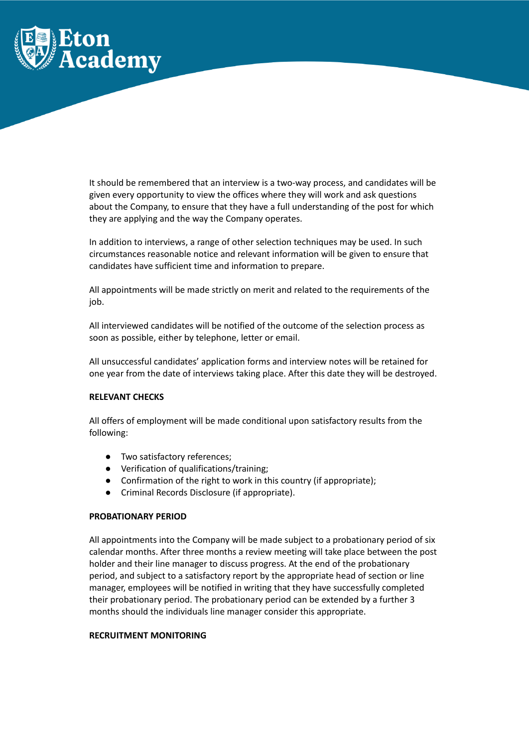It should be remembered that an interview is a two-way process, and candidates will be given every opportunity to view the offices where they will work and ask questions about the Company, to ensure that they have a full understanding of the post for which they are applying and the way the Company operates.

In addition to interviews, a range of other selection techniques may be used. In such circumstances reasonable notice and relevant information will be given to ensure that candidates have sufficient time and information to prepare.

All appointments will be made strictly on merit and related to the requirements of the job.

All interviewed candidates will be notified of the outcome of the selection process as soon as possible, either by telephone, letter or email.

All unsuccessful candidates' application forms and interview notes will be retained for one year from the date of interviews taking place. After this date they will be destroyed.

**RELEVANT CHECKS**

All offers of employment will be made conditional upon satisfactory results from the following:

- Two satisfactory references;
- Verification of qualifications/training;
- Confirmation of the right to work in this country (if appropriate);
- Criminal Records Disclosure (if appropriate).

**PROBATIONARY PERIOD**

All appointments into the Company will be made subject to a probationary period of six calendar months. After three months a review meeting will take place between the post holder and their line manager to discuss progress. At the end of the probationary period, and subject to a satisfactory report by the appropriate head of section or line manager, employees will be notified in writing that they have successfully completed their probationary period. The probationary period can be extended by a further 3 months should the individuals line manager consider this appropriate.

**RECRUITMENT MONITORING**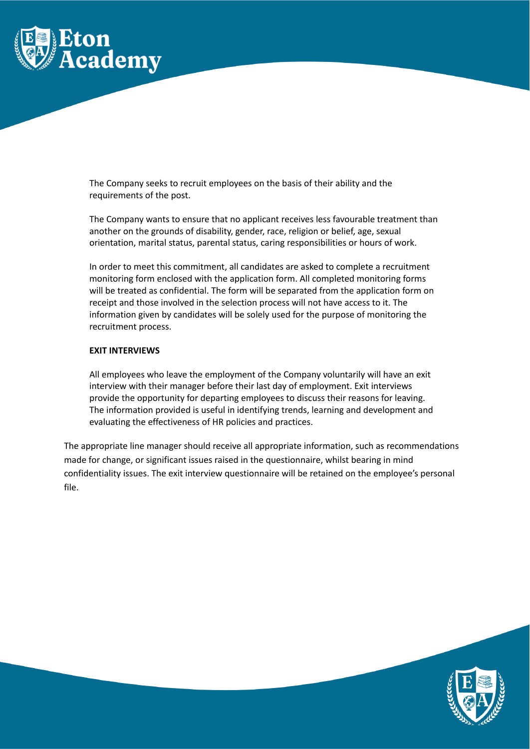The Company seeks to recruit employees on the basis of their ability and the requirements of the post.

The Company wants to ensure that no applicant receives less favourable treatment than another on the grounds of disability, gender, race, religion or belief, age, sexual orientation, marital status, parental status, caring responsibilities or hours of work.

In order to meet this commitment, all candidates are asked to complete a recruitment monitoring form enclosed with the application form. All completed monitoring forms will be treated as confidential. The form will be separated from the application form on receipt and those involved in the selection process will not have access to it. The information given by candidates will be solely used for the purpose of monitoring the recruitment process.

**EXIT INTERVIEWS**

All employees who leave the employment of the Company voluntarily will have an exit interview with their manager before their last day of employment. Exit interviews provide the opportunity for departing employees to discuss their reasons for leaving. The information provided is useful in identifying trends, learning and development and evaluating the effectiveness of HR policies and practices.

The appropriate line manager should receive all appropriate information, such as recommendations made for change, or significant issues raised in the questionnaire, whilst bearing in mind confidentiality issues. The exit interview questionnaire will be retained on the employee's personal file.